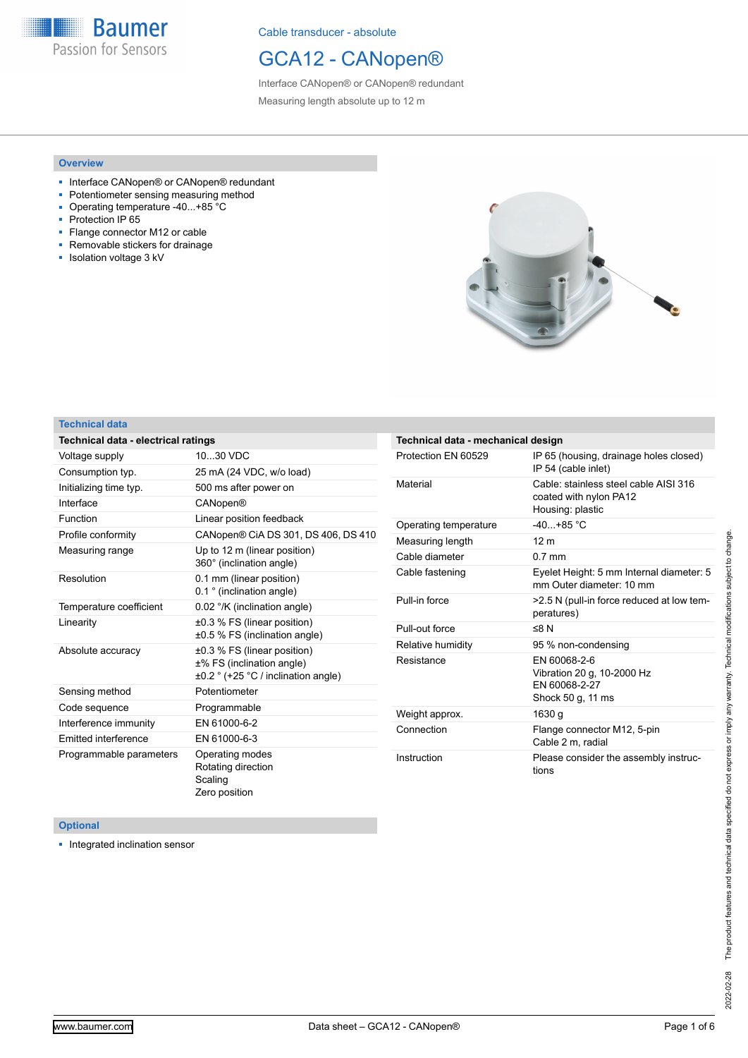Baumer
Passion for Sensors

Cable transducer - absolute

# GCA12 - CANopen®

Interface CANopen® or CANopen® redundant

Measuring length absolute up to 12 m

## Overview

- Interface CANopen® or CANopen® redundant
- Potentiometer sensing measuring method
- Operating temperature -40...+85 °C
- Protection IP 65
- Flange connector M12 or cable
- Removable stickers for drainage
- Isolation voltage 3 kV

## Technical data

| Technical data - electrical ratings | |
|---|---|
| Voltage supply | 10...30 VDC |
| Consumption typ. | 25 mA (24 VDC, w/o load) |
| Initializing time typ. | 500 ms after power on |
| Interface | CANopen® |
| Function | Linear position feedback |
| Profile conformity | CANopen® CiA DS 301, DS 406, DS 410 |
| Measuring range | Up to 12 m (linear position)<br>360° (inclination angle) |
| Resolution | 0.1 mm (linear position)<br>0.1 ° (inclination angle) |
| Temperature coefficient | 0.02 °/K (inclination angle) |
| Linearity | ±0.3 % FS (linear position)<br>±0.5 % FS (inclination angle) |
| Absolute accuracy | ±0.3 % FS (linear position)<br>±% FS (inclination angle)<br>±0.2 ° (+25 °C / inclination angle) |
| Sensing method | Potentiometer |
| Code sequence | Programmable |
| Interference immunity | EN 61000-6-2 |
| Emitted interference | EN 61000-6-3 |
| Programmable parameters | Operating modes<br>Rotating direction<br>Scaling<br>Zero position |

| Technical data - mechanical design | |
|---|---|
| Protection EN 60529 | IP 65 (housing, drainage holes closed)<br>IP 54 (cable inlet) |
| Material | Cable: stainless steel cable AISI 316 coated with nylon PA12<br>Housing: plastic |
| Operating temperature | -40...+85 °C |
| Measuring length | 12 m |
| Cable diameter | 0.7 mm |
| Cable fastening | Eyelet Height: 5 mm Internal diameter: 5 mm Outer diameter: 10 mm |
| Pull-in force | >2.5 N (pull-in force reduced at low temperatures) |
| Pull-out force | ≤8 N |
| Relative humidity | 95 % non-condensing |
| Resistance | EN 60068-2-6<br>Vibration 20 g, 10-2000 Hz<br>EN 60068-2-27<br>Shock 50 g, 11 ms |
| Weight approx. | 1630 g |
| Connection | Flange connector M12, 5-pin<br>Cable 2 m, radial |
| Instruction | Please consider the assembly instructions |

## Optional

- Integrated inclination sensor

The product features and technical data specified do not express or imply any warranty. Technical modifications subject to change. 2022-02-28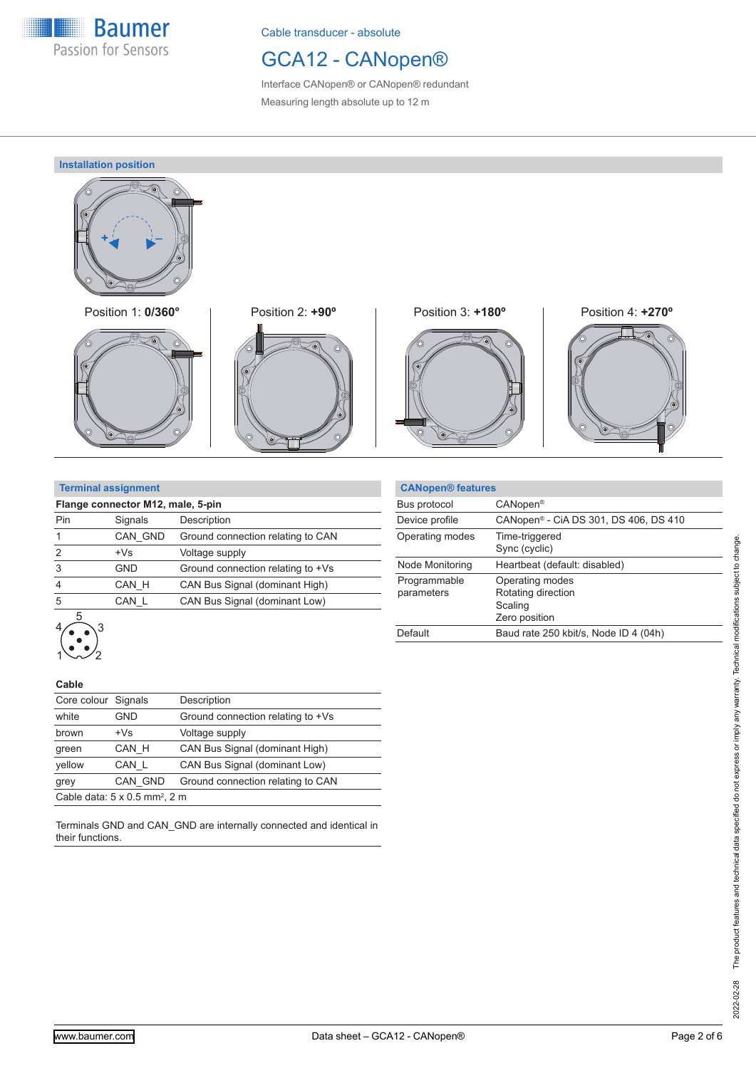Cable transducer - absolute

# GCA12 - CANopen®

Interface CANopen® or CANopen® redundant

Measuring length absolute up to 12 m

## Installation position

Position 1: **0/360°**

Position 2: **+90°**

Position 3: **+180°**

Position 4: **+270°**

## Terminal assignment

**Flange connector M12, male, 5-pin**

| Pin | Signals | Description |
|---|---|---|
| 1 | CAN_GND | Ground connection relating to CAN |
| 2 | +Vs | Voltage supply |
| 3 | GND | Ground connection relating to +Vs |
| 4 | CAN_H | CAN Bus Signal (dominant High) |
| 5 | CAN_L | CAN Bus Signal (dominant Low) |

**Cable**

| Core colour | Signals | Description |
|---|---|---|
| white | GND | Ground connection relating to +Vs |
| brown | +Vs | Voltage supply |
| green | CAN_H | CAN Bus Signal (dominant High) |
| yellow | CAN_L | CAN Bus Signal (dominant Low) |
| grey | CAN_GND | Ground connection relating to CAN |

Cable data: 5 x 0.5 mm², 2 m

Terminals GND and CAN_GND are internally connected and identical in their functions.

## CANopen® features

| | |
|---|---|
| Bus protocol | CANopen® |
| Device profile | CANopen® - CiA DS 301, DS 406, DS 410 |
| Operating modes | Time-triggered<br>Sync (cyclic) |
| Node Monitoring | Heartbeat (default: disabled) |
| Programmable parameters | Operating modes<br>Rotating direction<br>Scaling<br>Zero position |
| Default | Baud rate 250 kbit/s, Node ID 4 (04h) |

The product features and technical data specified do not express or imply any warranty. Technical modifications subject to change.

2022-02-28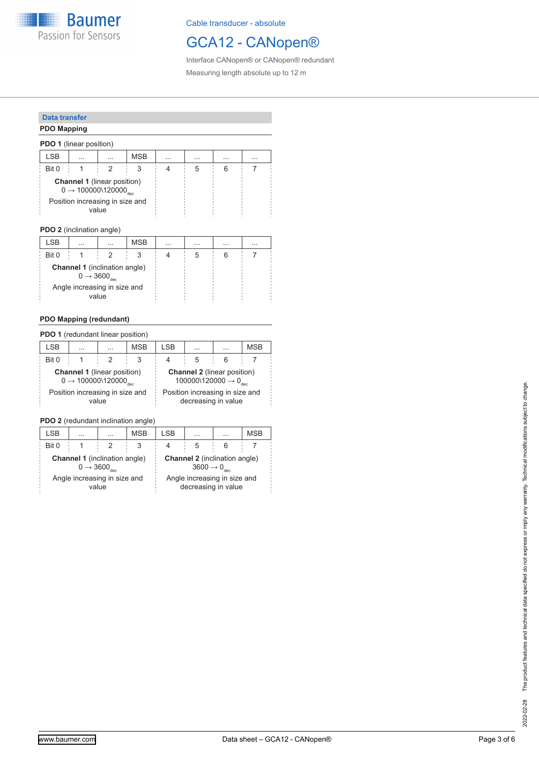Cable transducer - absolute

# GCA12 - CANopen®

Interface CANopen® or CANopen® redundant

Measuring length absolute up to 12 m

## Data transfer

### PDO Mapping

**PDO 1** (linear position)

| LSB | ... | ... | MSB | ... | ... | ... | ... |
|---|---|---|---|---|---|---|---|
| Bit 0 | 1 | 2 | 3 | 4 | 5 | 6 | 7 |
| **Channel 1** (linear position) 0 → 100000\120000$_{dec}$ Position increasing in size and value | | | | | | | |

**PDO 2** (inclination angle)

| LSB | ... | ... | MSB | ... | ... | ... | ... |
|---|---|---|---|---|---|---|---|
| Bit 0 | 1 | 2 | 3 | 4 | 5 | 6 | 7 |
| **Channel 1** (inclination angle) 0 → 3600$_{dec}$ Angle increasing in size and value | | | | | | | |

### PDO Mapping (redundant)

**PDO 1** (redundant linear position)

| LSB | ... | ... | MSB | LSB | ... | ... | MSB |
|---|---|---|---|---|---|---|---|
| Bit 0 | 1 | 2 | 3 | 4 | 5 | 6 | 7 |
| **Channel 1** (linear position) 0 → 100000\120000$_{dec}$ Position increasing in size and value | | | | **Channel 2** (linear position) 100000\120000 → 0$_{dec}$ Position increasing in size and decreasing in value | | | |

**PDO 2** (redundant inclination angle)

| LSB | ... | ... | MSB | LSB | ... | ... | MSB |
|---|---|---|---|---|---|---|---|
| Bit 0 | 1 | 2 | 3 | 4 | 5 | 6 | 7 |
| **Channel 1** (inclination angle) 0 → 3600$_{dec}$ Angle increasing in size and value | | | | **Channel 2** (inclination angle) 3600 → 0$_{dec}$ Angle increasing in size and decreasing in value | | | |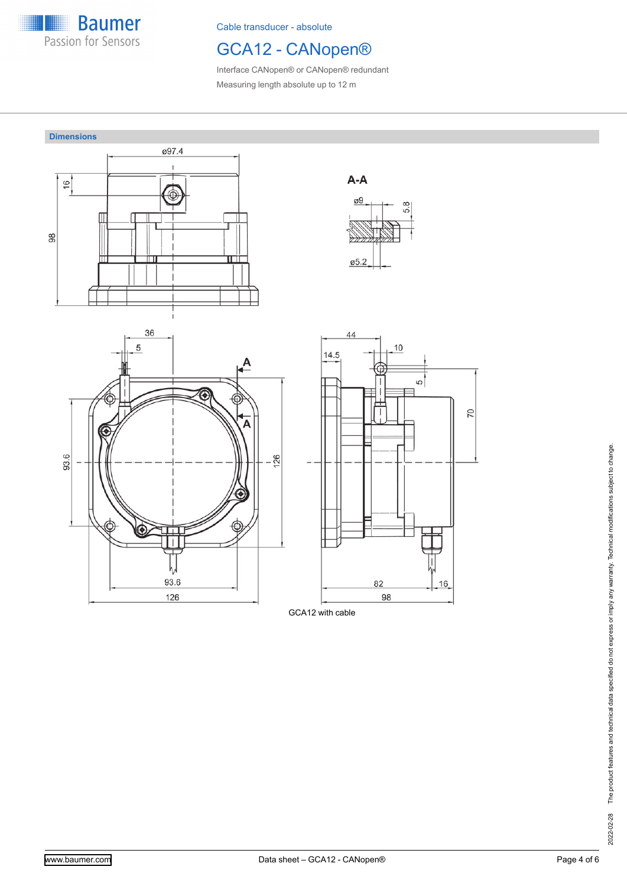# GCA12 - CANopen®

Cable transducer - absolute

Interface CANopen® or CANopen® redundant

Measuring length absolute up to 12 m

## Dimensions

GCA12 with cable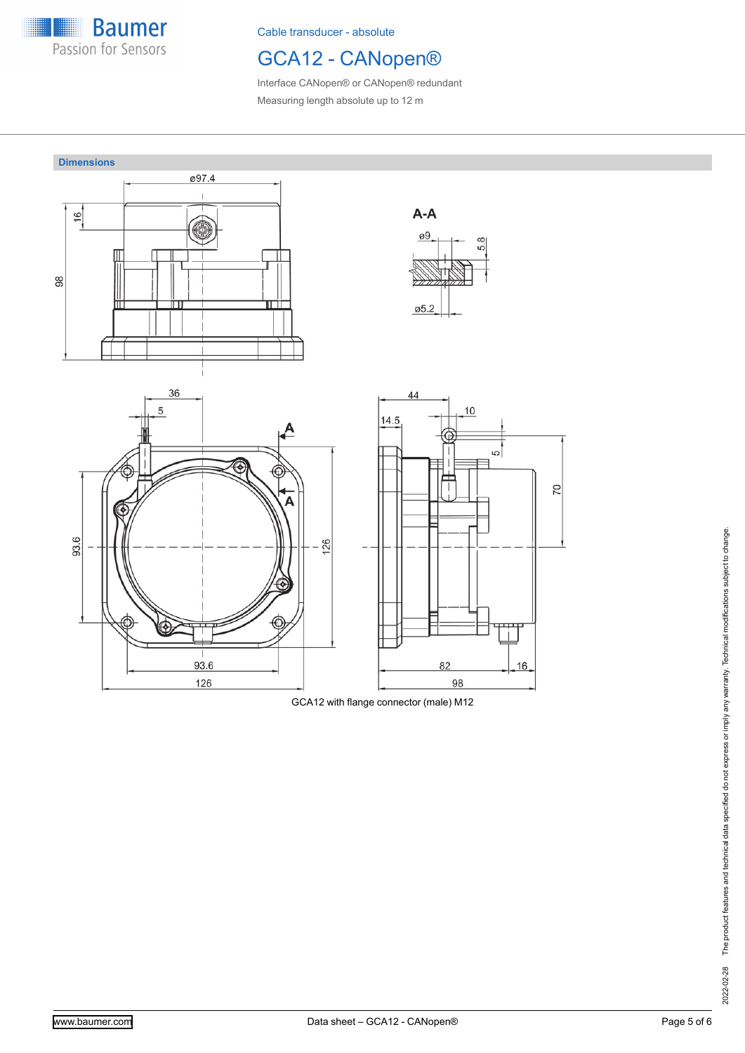Cable transducer - absolute

# GCA12 - CANopen®

Interface CANopen® or CANopen® redundant

Measuring length absolute up to 12 m

## Dimensions

GCA12 with flange connector (male) M12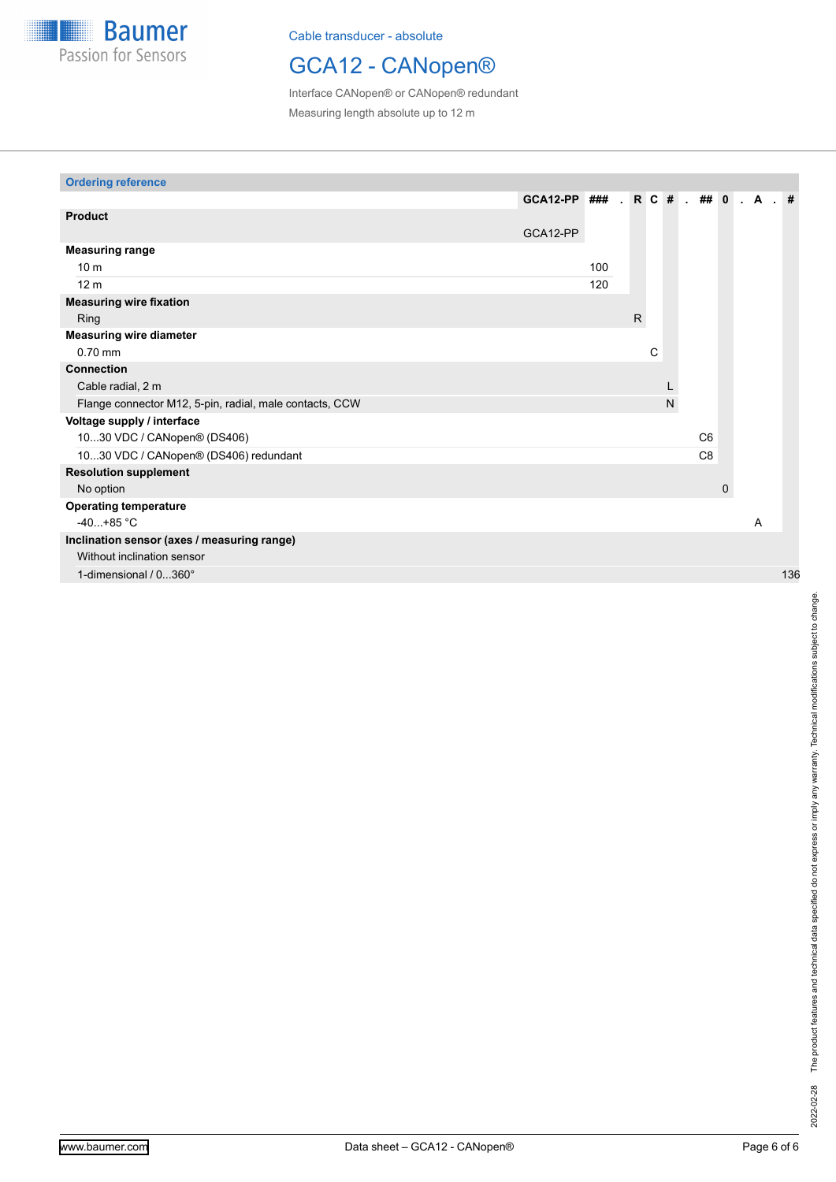## Ordering reference

| | GCA12-PP | ### | . | R | C | # | . | ## | 0 | . | A | . | # |
|---|---|---|---|---|---|---|---|---|---|---|---|---|---|
| **Product** | | | | | | | | | | | | | |
| | GCA12-PP | | | | | | | | | | | | |
| **Measuring range** | | | | | | | | | | | | | |
| 10 m | | 100 | | | | | | | | | | | |
| 12 m | | 120 | | | | | | | | | | | |
| **Measuring wire fixation** | | | | | | | | | | | | | |
| Ring | | | | R | | | | | | | | | |
| **Measuring wire diameter** | | | | | | | | | | | | | |
| 0.70 mm | | | | | C | | | | | | | | |
| **Connection** | | | | | | | | | | | | | |
| Cable radial, 2 m | | | | | | L | | | | | | | |
| Flange connector M12, 5-pin, radial, male contacts, CCW | | | | | | N | | | | | | | |
| **Voltage supply / interface** | | | | | | | | | | | | | |
| 10...30 VDC / CANopen® (DS406) | | | | | | | | C6 | | | | | |
| 10...30 VDC / CANopen® (DS406) redundant | | | | | | | | C8 | | | | | |
| **Resolution supplement** | | | | | | | | | | | | | |
| No option | | | | | | | | | 0 | | | | |
| **Operating temperature** | | | | | | | | | | | | | |
| -40...+85 °C | | | | | | | | | | | A | | |
| **Inclination sensor (axes / measuring range)** | | | | | | | | | | | | | |
| Without inclination sensor | | | | | | | | | | | | | |
| 1-dimensional / 0...360° | | | | | | | | | | | | | 136 |